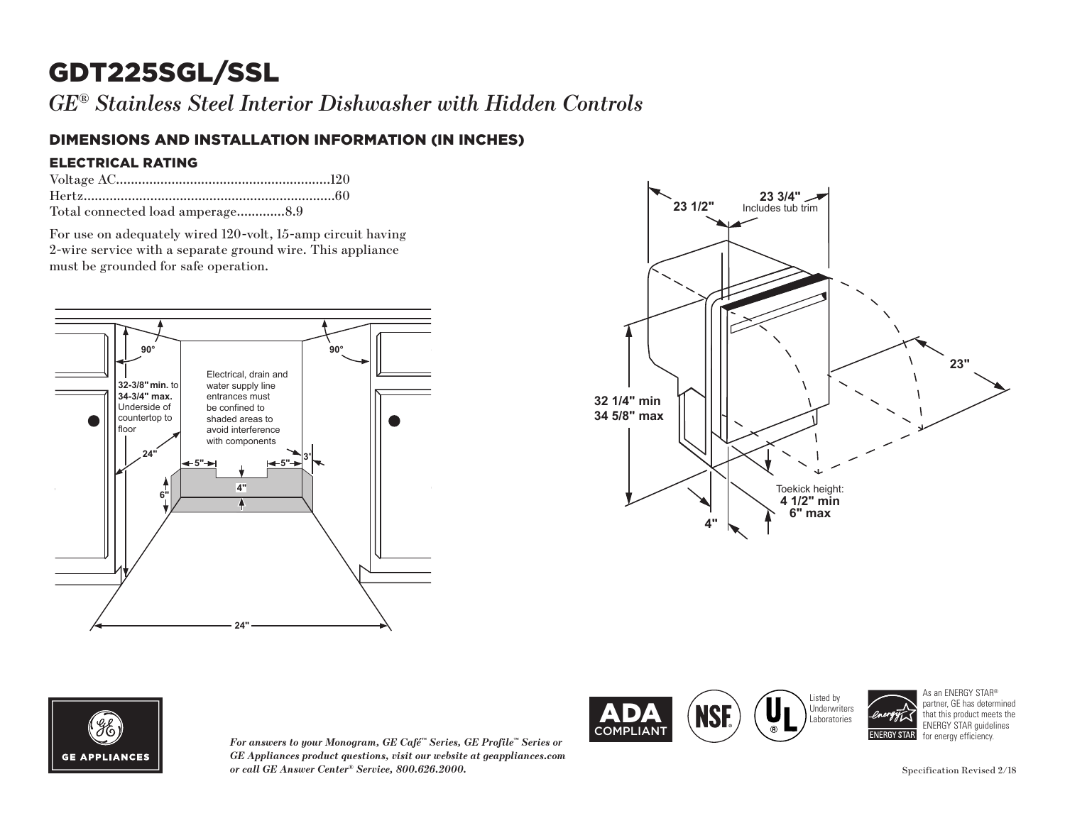# GDT225SGL/SSL

*GE® Stainless Steel Interior Dishwasher with Hidden Controls*

## DIMENSIONS AND INSTALLATION INFORMATION (IN INCHES)

### ELECTRICAL RATING

Voltage AC..........................................................120
Hertz....................................................................60
Total connected load amperage............8.9

For use on adequately wired 120-volt, 15-amp circuit having 2-wire service with a separate ground wire. This appliance must be grounded for safe operation.

90° 90°

**32-3/8" min.** to **34-3/4" max.** Underside of countertop to floor

Electrical, drain and water supply line entrances must be confined to shaded areas to avoid interference with components

24" 5" 5" 3" 6" 4" 24"

23 1/2" 23 3/4" Includes tub trim

23"

**32 1/4" min 34 5/8" max**

Toekick height: **4 1/2" min 6" max**

4"

GE APPLIANCES

*For answers to your Monogram, GE Café™ Series, GE Profile™ Series or GE Appliances product questions, visit our website at geappliances.com or call GE Answer Center® Service, 800.626.2000.*

ADA COMPLIANT

NSF

UL Listed by Underwriters Laboratories

As an ENERGY STAR® partner, GE has determined that this product meets the ENERGY STAR guidelines for energy efficiency.

Specification Revised 2/18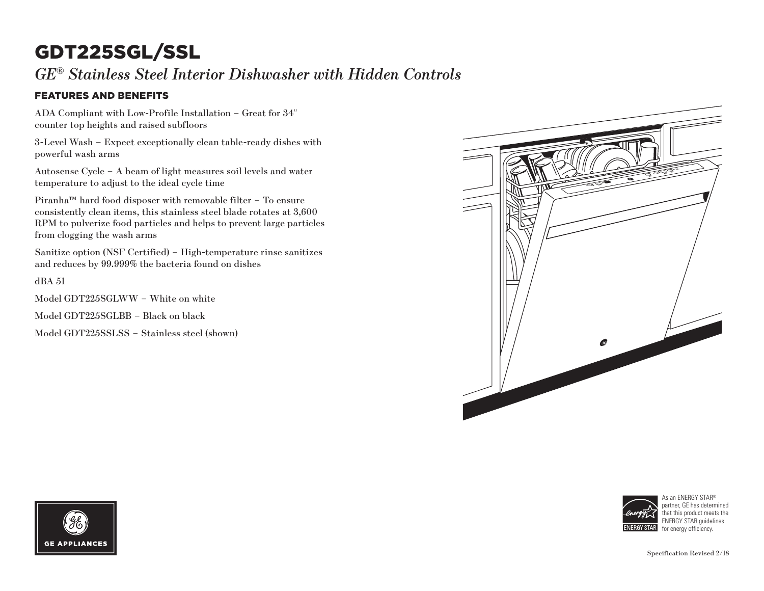# GDT225SGL/SSL

## *GE® Stainless Steel Interior Dishwasher with Hidden Controls*

### FEATURES AND BENEFITS

ADA Compliant with Low-Profile Installation – Great for 34″ counter top heights and raised subfloors

3-Level Wash – Expect exceptionally clean table-ready dishes with powerful wash arms

Autosense Cycle – A beam of light measures soil levels and water temperature to adjust to the ideal cycle time

Piranha™ hard food disposer with removable filter – To ensure consistently clean items, this stainless steel blade rotates at 3,600 RPM to pulverize food particles and helps to prevent large particles from clogging the wash arms

Sanitize option (NSF Certified) – High-temperature rinse sanitizes and reduces by 99.999% the bacteria found on dishes

dBA 51

Model GDT225SGLWW – White on white

Model GDT225SGLBB – Black on black

Model GDT225SSLSS – Stainless steel (shown)

GE APPLIANCES

As an ENERGY STAR® partner, GE has determined that this product meets the ENERGY STAR guidelines for energy efficiency.

Specification Revised 2/18